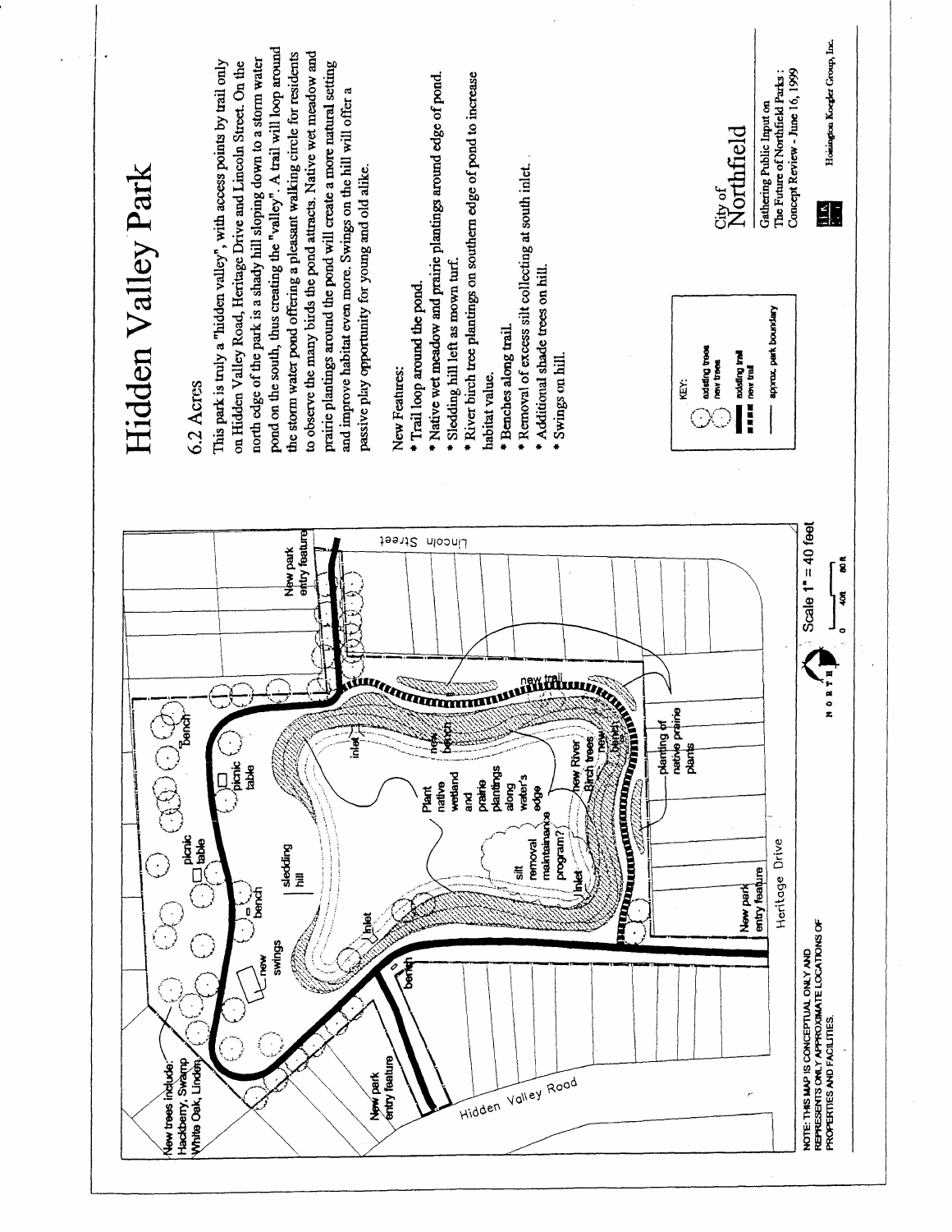# Hidden Valley Park

## 6.2 Acres

This park is truly a "hidden valley", with access points by trail only on Hidden Valley Road, Heritage Drive and Lincoln Street. On the north edge of the park is a shady hill sloping down to a storm water pond on the south, thus creating the "valley". A trail will loop around the storm water pond offering a pleasant walking circle for residents to observe the many birds the pond attracts. Native wet meadow and prairie plantings around the pond will create a more natural setting and improve habitat even more. Swings on the hill will offer a passive play opportunity for young and old alike.

New Features:

* Trail loop around the pond.
* Native wet meadow and prairie plantings around edge of pond.
* Sledding hill left as mown turf.
* River birch tree plantings on southern edge of pond to increase habitat value.
* Benches along trail.
* Removal of excess silt collecting at south inlet.
* Additional shade trees on hill.
* Swings on hill.

KEY:
- existing trees
- new trees
- existing trail
- new trail
- approx. park boundary

New trees include: Hackberry, Swamp White Oak, Linden

New park entry feature

Hidden Valley Road

Heritage Drive

Lincoln Street

new swings

bench

picnic table

sledding hill

inlet

Plant native wetland and prairie plantings along water's edge

silt removal maintenance program?

new River Birch trees

new bench

new trail

planting of native prairie plants

Scale 1" = 40 feet

0 40ft 80ft

NORTH

NOTE: THIS MAP IS CONCEPTUAL ONLY AND REPRESENTS ONLY APPROXIMATE LOCATIONS OF PROPERTIES AND FACILITIES.

City of Northfield

Gathering Public Input on The Future of Northfield Parks : Concept Review - June 16, 1999

Hoisington Koegler Group, Inc.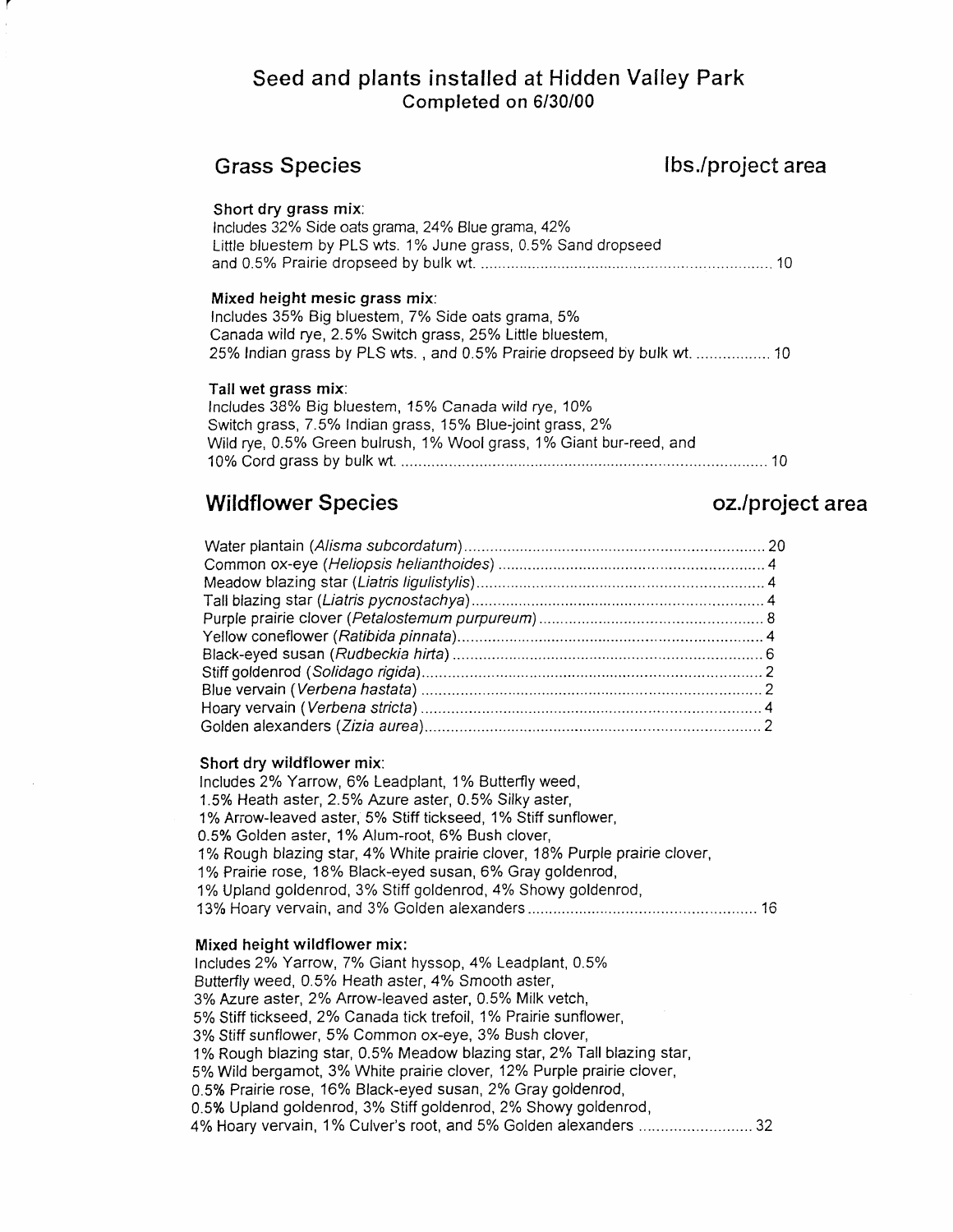# Seed and plants installed at Hidden Valley Park
## Completed on 6/30/00

## Grass Species — lbs./project area

**Short dry grass mix:**
Includes 32% Side oats grama, 24% Blue grama, 42% Little bluestem by PLS wts. 1% June grass, 0.5% Sand dropseed and 0.5% Prairie dropseed by bulk wt. .................................................................. 10

**Mixed height mesic grass mix:**
Includes 35% Big bluestem, 7% Side oats grama, 5% Canada wild rye, 2.5% Switch grass, 25% Little bluestem, 25% Indian grass by PLS wts. , and 0.5% Prairie dropseed by bulk wt. ................. 10

**Tall wet grass mix:**
Includes 38% Big bluestem, 15% Canada wild rye, 10% Switch grass, 7.5% Indian grass, 15% Blue-joint grass, 2% Wild rye, 0.5% Green bulrush, 1% Wool grass, 1% Giant bur-reed, and 10% Cord grass by bulk wt. .................................................................................. 10

## Wildflower Species — oz./project area

| Species | oz./project area |
|---|---|
| Water plantain (*Alisma subcordatum*) | 20 |
| Common ox-eye (*Heliopsis helianthoides*) | 4 |
| Meadow blazing star (*Liatris ligulistylis*) | 4 |
| Tall blazing star (*Liatris pycnostachya*) | 4 |
| Purple prairie clover (*Petalostemum purpureum*) | 8 |
| Yellow coneflower (*Ratibida pinnata*) | 4 |
| Black-eyed susan (*Rudbeckia hirta*) | 6 |
| Stiff goldenrod (*Solidago rigida*) | 2 |
| Blue vervain (*Verbena hastata*) | 2 |
| Hoary vervain (*Verbena stricta*) | 4 |
| Golden alexanders (*Zizia aurea*) | 2 |

**Short dry wildflower mix:**
Includes 2% Yarrow, 6% Leadplant, 1% Butterfly weed, 1.5% Heath aster, 2.5% Azure aster, 0.5% Silky aster, 1% Arrow-leaved aster, 5% Stiff tickseed, 1% Stiff sunflower, 0.5% Golden aster, 1% Alum-root, 6% Bush clover, 1% Rough blazing star, 4% White prairie clover, 18% Purple prairie clover, 1% Prairie rose, 18% Black-eyed susan, 6% Gray goldenrod, 1% Upland goldenrod, 3% Stiff goldenrod, 4% Showy goldenrod, 13% Hoary vervain, and 3% Golden alexanders .................................................... 16

**Mixed height wildflower mix:**
Includes 2% Yarrow, 7% Giant hyssop, 4% Leadplant, 0.5% Butterfly weed, 0.5% Heath aster, 4% Smooth aster, 3% Azure aster, 2% Arrow-leaved aster, 0.5% Milk vetch, 5% Stiff tickseed, 2% Canada tick trefoil, 1% Prairie sunflower, 3% Stiff sunflower, 5% Common ox-eye, 3% Bush clover, 1% Rough blazing star, 0.5% Meadow blazing star, 2% Tall blazing star, 5% Wild bergamot, 3% White prairie clover, 12% Purple prairie clover, 0.5% Prairie rose, 16% Black-eyed susan, 2% Gray goldenrod, 0.5% Upland goldenrod, 3% Stiff goldenrod, 2% Showy goldenrod, 4% Hoary vervain, 1% Culver's root, and 5% Golden alexanders .......................... 32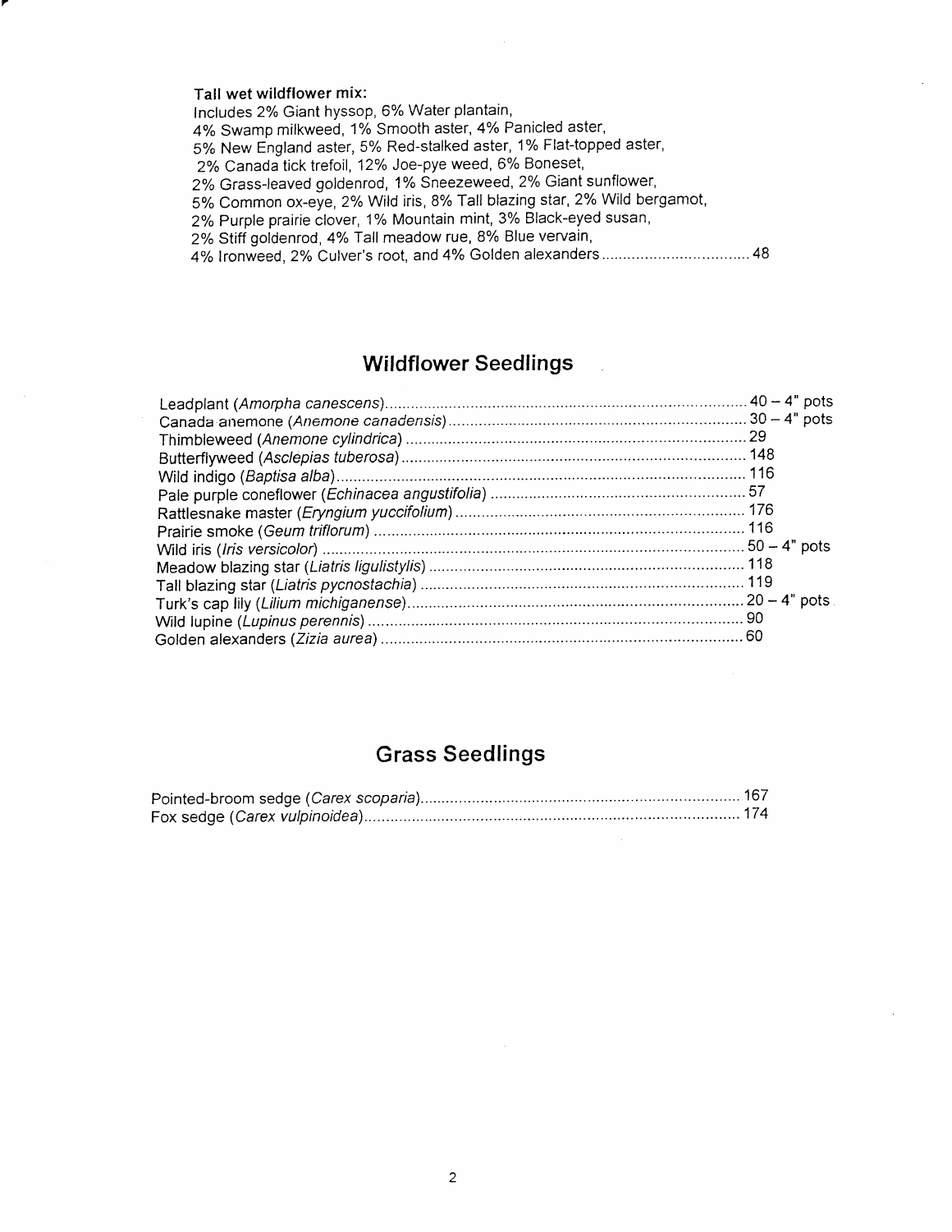**Tall wet wildflower mix:**
Includes 2% Giant hyssop, 6% Water plantain,
4% Swamp milkweed, 1% Smooth aster, 4% Panicled aster,
5% New England aster, 5% Red-stalked aster, 1% Flat-topped aster,
2% Canada tick trefoil, 12% Joe-pye weed, 6% Boneset,
2% Grass-leaved goldenrod, 1% Sneezeweed, 2% Giant sunflower,
5% Common ox-eye, 2% Wild iris, 8% Tall blazing star, 2% Wild bergamot,
2% Purple prairie clover, 1% Mountain mint, 3% Black-eyed susan,
2% Stiff goldenrod, 4% Tall meadow rue, 8% Blue vervain,
4% Ironweed, 2% Culver's root, and 4% Golden alexanders .................................. 48

## Wildflower Seedlings

| | |
|---|---|
| Leadplant (*Amorpha canescens*) | 40 – 4" pots |
| Canada anemone (*Anemone canadensis*) | 30 – 4" pots |
| Thimbleweed (*Anemone cylindrica*) | 29 |
| Butterflyweed (*Asclepias tuberosa*) | 148 |
| Wild indigo (*Baptisa alba*) | 116 |
| Pale purple coneflower (*Echinacea angustifolia*) | 57 |
| Rattlesnake master (*Eryngium yuccifolium*) | 176 |
| Prairie smoke (*Geum triflorum*) | 116 |
| Wild iris (*Iris versicolor*) | 50 – 4" pots |
| Meadow blazing star (*Liatris ligulistylis*) | 118 |
| Tall blazing star (*Liatris pycnostachia*) | 119 |
| Turk's cap lily (*Lilium michiganense*) | 20 – 4" pots |
| Wild lupine (*Lupinus perennis*) | 90 |
| Golden alexanders (*Zizia aurea*) | 60 |

## Grass Seedlings

| | |
|---|---|
| Pointed-broom sedge (*Carex scoparia*) | 167 |
| Fox sedge (*Carex vulpinoidea*) | 174 |